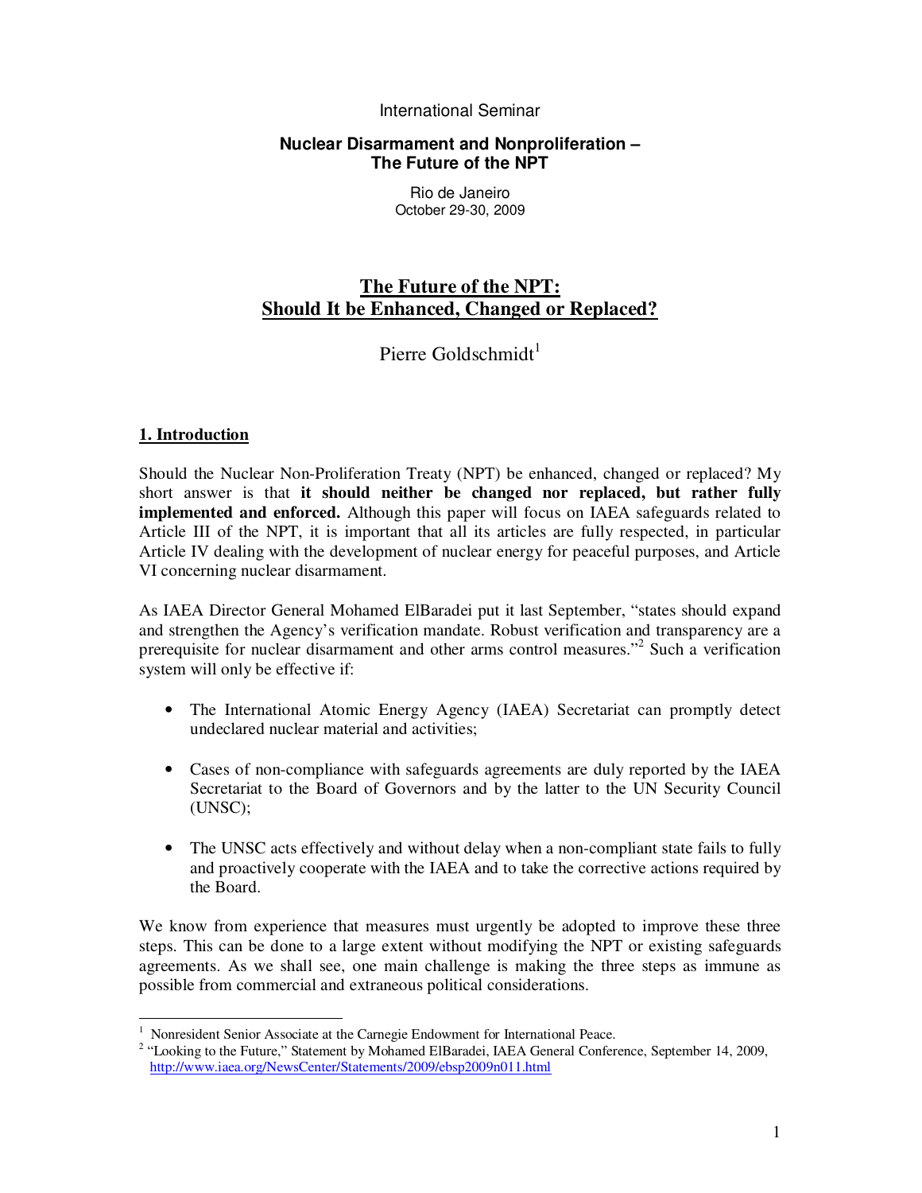International Seminar

**Nuclear Disarmament and Nonproliferation – The Future of the NPT**

Rio de Janeiro
October 29-30, 2009

# The Future of the NPT: Should It be Enhanced, Changed or Replaced?

Pierre Goldschmidt[1]

## 1. Introduction

Should the Nuclear Non-Proliferation Treaty (NPT) be enhanced, changed or replaced? My short answer is that **it should neither be changed nor replaced, but rather fully implemented and enforced.** Although this paper will focus on IAEA safeguards related to Article III of the NPT, it is important that all its articles are fully respected, in particular Article IV dealing with the development of nuclear energy for peaceful purposes, and Article VI concerning nuclear disarmament.

As IAEA Director General Mohamed ElBaradei put it last September, "states should expand and strengthen the Agency's verification mandate. Robust verification and transparency are a prerequisite for nuclear disarmament and other arms control measures."[2] Such a verification system will only be effective if:

- The International Atomic Energy Agency (IAEA) Secretariat can promptly detect undeclared nuclear material and activities;
- Cases of non-compliance with safeguards agreements are duly reported by the IAEA Secretariat to the Board of Governors and by the latter to the UN Security Council (UNSC);
- The UNSC acts effectively and without delay when a non-compliant state fails to fully and proactively cooperate with the IAEA and to take the corrective actions required by the Board.

We know from experience that measures must urgently be adopted to improve these three steps. This can be done to a large extent without modifying the NPT or existing safeguards agreements. As we shall see, one main challenge is making the three steps as immune as possible from commercial and extraneous political considerations.

---

[1] Nonresident Senior Associate at the Carnegie Endowment for International Peace.

[2] "Looking to the Future," Statement by Mohamed ElBaradei, IAEA General Conference, September 14, 2009, http://www.iaea.org/NewsCenter/Statements/2009/ebsp2009n011.html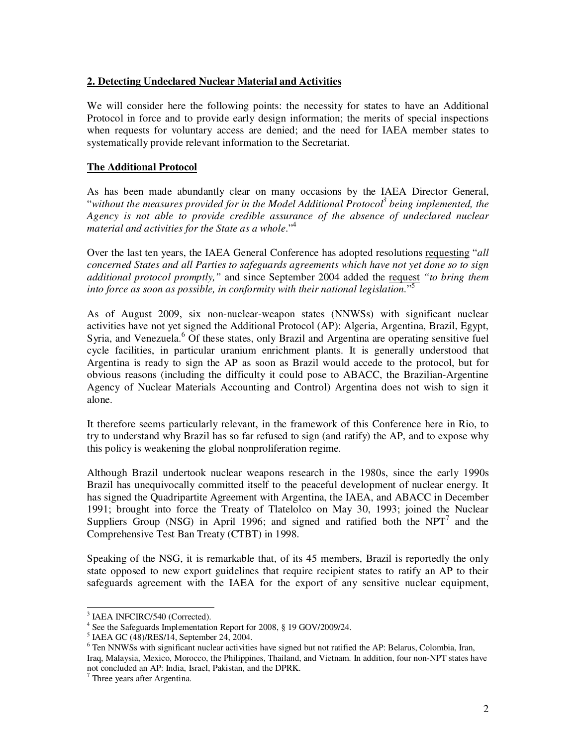## 2. Detecting Undeclared Nuclear Material and Activities

We will consider here the following points: the necessity for states to have an Additional Protocol in force and to provide early design information; the merits of special inspections when requests for voluntary access are denied; and the need for IAEA member states to systematically provide relevant information to the Secretariat.

### The Additional Protocol

As has been made abundantly clear on many occasions by the IAEA Director General, "*without the measures provided for in the Model Additional Protocol*[3] *being implemented, the Agency is not able to provide credible assurance of the absence of undeclared nuclear material and activities for the State as a whole*."[4]

Over the last ten years, the IAEA General Conference has adopted resolutions requesting "*all concerned States and all Parties to safeguards agreements which have not yet done so to sign additional protocol promptly,*" and since September 2004 added the request *"to bring them into force as soon as possible, in conformity with their national legislation*."[5]

As of August 2009, six non-nuclear-weapon states (NNWSs) with significant nuclear activities have not yet signed the Additional Protocol (AP): Algeria, Argentina, Brazil, Egypt, Syria, and Venezuela.[6] Of these states, only Brazil and Argentina are operating sensitive fuel cycle facilities, in particular uranium enrichment plants. It is generally understood that Argentina is ready to sign the AP as soon as Brazil would accede to the protocol, but for obvious reasons (including the difficulty it could pose to ABACC, the Brazilian-Argentine Agency of Nuclear Materials Accounting and Control) Argentina does not wish to sign it alone.

It therefore seems particularly relevant, in the framework of this Conference here in Rio, to try to understand why Brazil has so far refused to sign (and ratify) the AP, and to expose why this policy is weakening the global nonproliferation regime.

Although Brazil undertook nuclear weapons research in the 1980s, since the early 1990s Brazil has unequivocally committed itself to the peaceful development of nuclear energy. It has signed the Quadripartite Agreement with Argentina, the IAEA, and ABACC in December 1991; brought into force the Treaty of Tlatelolco on May 30, 1993; joined the Nuclear Suppliers Group (NSG) in April 1996; and signed and ratified both the NPT[7] and the Comprehensive Test Ban Treaty (CTBT) in 1998.

Speaking of the NSG, it is remarkable that, of its 45 members, Brazil is reportedly the only state opposed to new export guidelines that require recipient states to ratify an AP to their safeguards agreement with the IAEA for the export of any sensitive nuclear equipment,

---

[3] IAEA INFCIRC/540 (Corrected).

[4] See the Safeguards Implementation Report for 2008, § 19 GOV/2009/24.

[5] IAEA GC (48)/RES/14, September 24, 2004.

[6] Ten NNWSs with significant nuclear activities have signed but not ratified the AP: Belarus, Colombia, Iran, Iraq, Malaysia, Mexico, Morocco, the Philippines, Thailand, and Vietnam. In addition, four non-NPT states have not concluded an AP: India, Israel, Pakistan, and the DPRK.

[7] Three years after Argentina.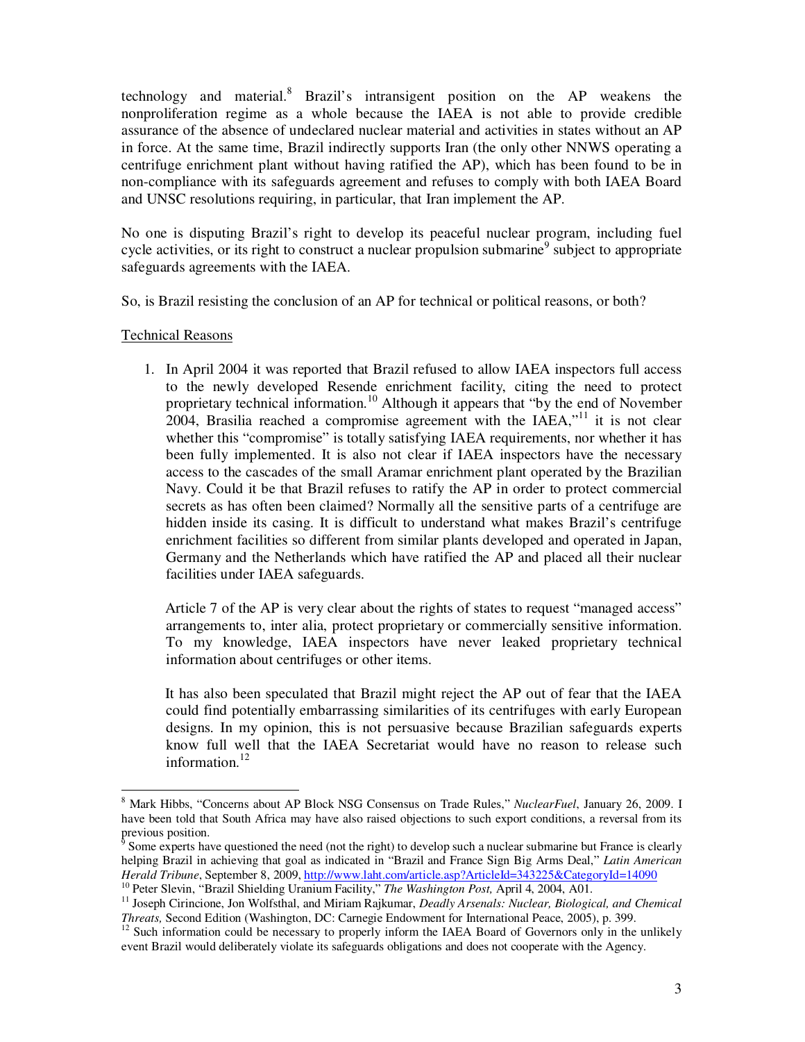technology and material.[8] Brazil's intransigent position on the AP weakens the nonproliferation regime as a whole because the IAEA is not able to provide credible assurance of the absence of undeclared nuclear material and activities in states without an AP in force. At the same time, Brazil indirectly supports Iran (the only other NNWS operating a centrifuge enrichment plant without having ratified the AP), which has been found to be in non-compliance with its safeguards agreement and refuses to comply with both IAEA Board and UNSC resolutions requiring, in particular, that Iran implement the AP.

No one is disputing Brazil's right to develop its peaceful nuclear program, including fuel cycle activities, or its right to construct a nuclear propulsion submarine[9] subject to appropriate safeguards agreements with the IAEA.

So, is Brazil resisting the conclusion of an AP for technical or political reasons, or both?

Technical Reasons

1. In April 2004 it was reported that Brazil refused to allow IAEA inspectors full access to the newly developed Resende enrichment facility, citing the need to protect proprietary technical information.[10] Although it appears that "by the end of November 2004, Brasilia reached a compromise agreement with the IAEA,"[11] it is not clear whether this "compromise" is totally satisfying IAEA requirements, nor whether it has been fully implemented. It is also not clear if IAEA inspectors have the necessary access to the cascades of the small Aramar enrichment plant operated by the Brazilian Navy. Could it be that Brazil refuses to ratify the AP in order to protect commercial secrets as has often been claimed? Normally all the sensitive parts of a centrifuge are hidden inside its casing. It is difficult to understand what makes Brazil's centrifuge enrichment facilities so different from similar plants developed and operated in Japan, Germany and the Netherlands which have ratified the AP and placed all their nuclear facilities under IAEA safeguards.

   Article 7 of the AP is very clear about the rights of states to request "managed access" arrangements to, inter alia, protect proprietary or commercially sensitive information. To my knowledge, IAEA inspectors have never leaked proprietary technical information about centrifuges or other items.

   It has also been speculated that Brazil might reject the AP out of fear that the IAEA could find potentially embarrassing similarities of its centrifuges with early European designs. In my opinion, this is not persuasive because Brazilian safeguards experts know full well that the IAEA Secretariat would have no reason to release such information.[12]

---

[8] Mark Hibbs, "Concerns about AP Block NSG Consensus on Trade Rules," *NuclearFuel*, January 26, 2009. I have been told that South Africa may have also raised objections to such export conditions, a reversal from its previous position.

[9] Some experts have questioned the need (not the right) to develop such a nuclear submarine but France is clearly helping Brazil in achieving that goal as indicated in "Brazil and France Sign Big Arms Deal," *Latin American Herald Tribune*, September 8, 2009, http://www.laht.com/article.asp?ArticleId=343225&CategoryId=14090

[10] Peter Slevin, "Brazil Shielding Uranium Facility," *The Washington Post,* April 4, 2004, A01.

[11] Joseph Cirincione, Jon Wolfsthal, and Miriam Rajkumar, *Deadly Arsenals: Nuclear, Biological, and Chemical Threats,* Second Edition (Washington, DC: Carnegie Endowment for International Peace, 2005), p. 399.

[12] Such information could be necessary to properly inform the IAEA Board of Governors only in the unlikely event Brazil would deliberately violate its safeguards obligations and does not cooperate with the Agency.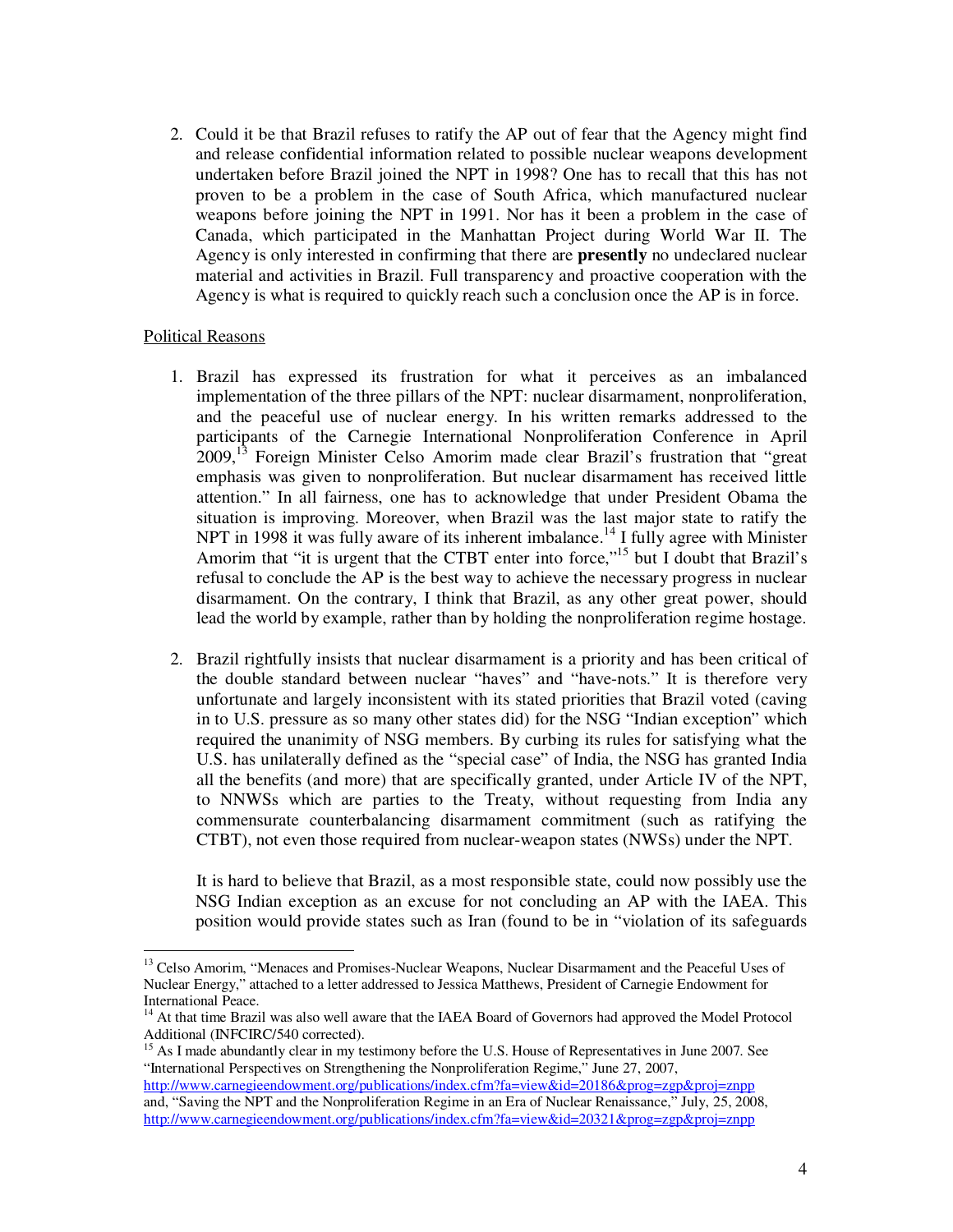2. Could it be that Brazil refuses to ratify the AP out of fear that the Agency might find and release confidential information related to possible nuclear weapons development undertaken before Brazil joined the NPT in 1998? One has to recall that this has not proven to be a problem in the case of South Africa, which manufactured nuclear weapons before joining the NPT in 1991. Nor has it been a problem in the case of Canada, which participated in the Manhattan Project during World War II. The Agency is only interested in confirming that there are **presently** no undeclared nuclear material and activities in Brazil. Full transparency and proactive cooperation with the Agency is what is required to quickly reach such a conclusion once the AP is in force.

Political Reasons

1. Brazil has expressed its frustration for what it perceives as an imbalanced implementation of the three pillars of the NPT: nuclear disarmament, nonproliferation, and the peaceful use of nuclear energy. In his written remarks addressed to the participants of the Carnegie International Nonproliferation Conference in April 2009,[13] Foreign Minister Celso Amorim made clear Brazil's frustration that "great emphasis was given to nonproliferation. But nuclear disarmament has received little attention." In all fairness, one has to acknowledge that under President Obama the situation is improving. Moreover, when Brazil was the last major state to ratify the NPT in 1998 it was fully aware of its inherent imbalance.[14] I fully agree with Minister Amorim that "it is urgent that the CTBT enter into force,"[15] but I doubt that Brazil's refusal to conclude the AP is the best way to achieve the necessary progress in nuclear disarmament. On the contrary, I think that Brazil, as any other great power, should lead the world by example, rather than by holding the nonproliferation regime hostage.

2. Brazil rightfully insists that nuclear disarmament is a priority and has been critical of the double standard between nuclear "haves" and "have-nots." It is therefore very unfortunate and largely inconsistent with its stated priorities that Brazil voted (caving in to U.S. pressure as so many other states did) for the NSG "Indian exception" which required the unanimity of NSG members. By curbing its rules for satisfying what the U.S. has unilaterally defined as the "special case" of India, the NSG has granted India all the benefits (and more) that are specifically granted, under Article IV of the NPT, to NNWSs which are parties to the Treaty, without requesting from India any commensurate counterbalancing disarmament commitment (such as ratifying the CTBT), not even those required from nuclear-weapon states (NWSs) under the NPT.

   It is hard to believe that Brazil, as a most responsible state, could now possibly use the NSG Indian exception as an excuse for not concluding an AP with the IAEA. This position would provide states such as Iran (found to be in "violation of its safeguards

---

[13] Celso Amorim, "Menaces and Promises-Nuclear Weapons, Nuclear Disarmament and the Peaceful Uses of Nuclear Energy," attached to a letter addressed to Jessica Matthews, President of Carnegie Endowment for International Peace.

[14] At that time Brazil was also well aware that the IAEA Board of Governors had approved the Model Protocol Additional (INFCIRC/540 corrected).

[15] As I made abundantly clear in my testimony before the U.S. House of Representatives in June 2007. See "International Perspectives on Strengthening the Nonproliferation Regime," June 27, 2007, http://www.carnegieendowment.org/publications/index.cfm?fa=view&id=20186&prog=zgp&proj=znpp and, "Saving the NPT and the Nonproliferation Regime in an Era of Nuclear Renaissance," July, 25, 2008, http://www.carnegieendowment.org/publications/index.cfm?fa=view&id=20321&prog=zgp&proj=znpp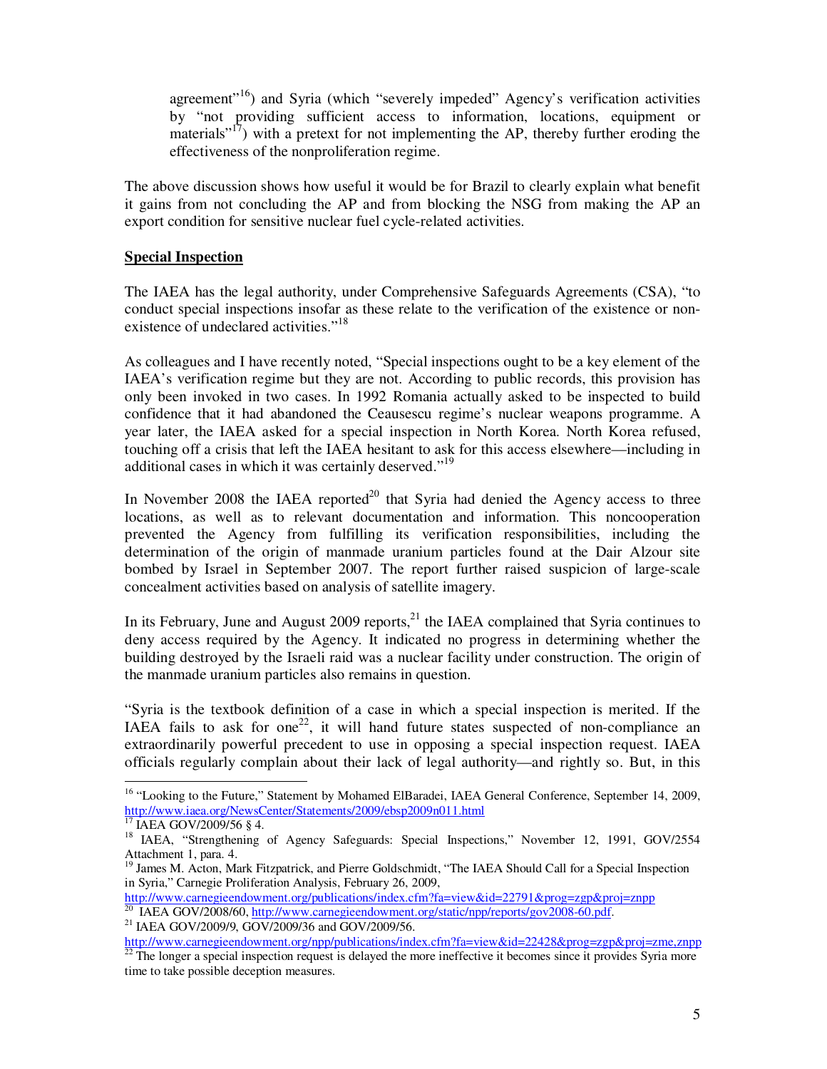agreement"[16]) and Syria (which "severely impeded" Agency's verification activities by "not providing sufficient access to information, locations, equipment or materials"[17]) with a pretext for not implementing the AP, thereby further eroding the effectiveness of the nonproliferation regime.

The above discussion shows how useful it would be for Brazil to clearly explain what benefit it gains from not concluding the AP and from blocking the NSG from making the AP an export condition for sensitive nuclear fuel cycle-related activities.

**Special Inspection**

The IAEA has the legal authority, under Comprehensive Safeguards Agreements (CSA), "to conduct special inspections insofar as these relate to the verification of the existence or non-existence of undeclared activities."[18]

As colleagues and I have recently noted, "Special inspections ought to be a key element of the IAEA's verification regime but they are not. According to public records, this provision has only been invoked in two cases. In 1992 Romania actually asked to be inspected to build confidence that it had abandoned the Ceausescu regime's nuclear weapons programme. A year later, the IAEA asked for a special inspection in North Korea. North Korea refused, touching off a crisis that left the IAEA hesitant to ask for this access elsewhere—including in additional cases in which it was certainly deserved."[19]

In November 2008 the IAEA reported[20] that Syria had denied the Agency access to three locations, as well as to relevant documentation and information. This noncooperation prevented the Agency from fulfilling its verification responsibilities, including the determination of the origin of manmade uranium particles found at the Dair Alzour site bombed by Israel in September 2007. The report further raised suspicion of large-scale concealment activities based on analysis of satellite imagery.

In its February, June and August 2009 reports,[21] the IAEA complained that Syria continues to deny access required by the Agency. It indicated no progress in determining whether the building destroyed by the Israeli raid was a nuclear facility under construction. The origin of the manmade uranium particles also remains in question.

"Syria is the textbook definition of a case in which a special inspection is merited. If the IAEA fails to ask for one[22], it will hand future states suspected of non-compliance an extraordinarily powerful precedent to use in opposing a special inspection request. IAEA officials regularly complain about their lack of legal authority—and rightly so. But, in this

---

[16] "Looking to the Future," Statement by Mohamed ElBaradei, IAEA General Conference, September 14, 2009, http://www.iaea.org/NewsCenter/Statements/2009/ebsp2009n011.html

[17] IAEA GOV/2009/56 § 4.

[18] IAEA, "Strengthening of Agency Safeguards: Special Inspections," November 12, 1991, GOV/2554 Attachment 1, para. 4.

[19] James M. Acton, Mark Fitzpatrick, and Pierre Goldschmidt, "The IAEA Should Call for a Special Inspection in Syria," Carnegie Proliferation Analysis, February 26, 2009, http://www.carnegieendowment.org/publications/index.cfm?fa=view&id=22791&prog=zgp&proj=znpp

[20] IAEA GOV/2008/60, http://www.carnegieendowment.org/static/npp/reports/gov2008-60.pdf.

[21] IAEA GOV/2009/9, GOV/2009/36 and GOV/2009/56. http://www.carnegieendowment.org/npp/publications/index.cfm?fa=view&id=22428&prog=zgp&proj=zme,znpp

[22] The longer a special inspection request is delayed the more ineffective it becomes since it provides Syria more time to take possible deception measures.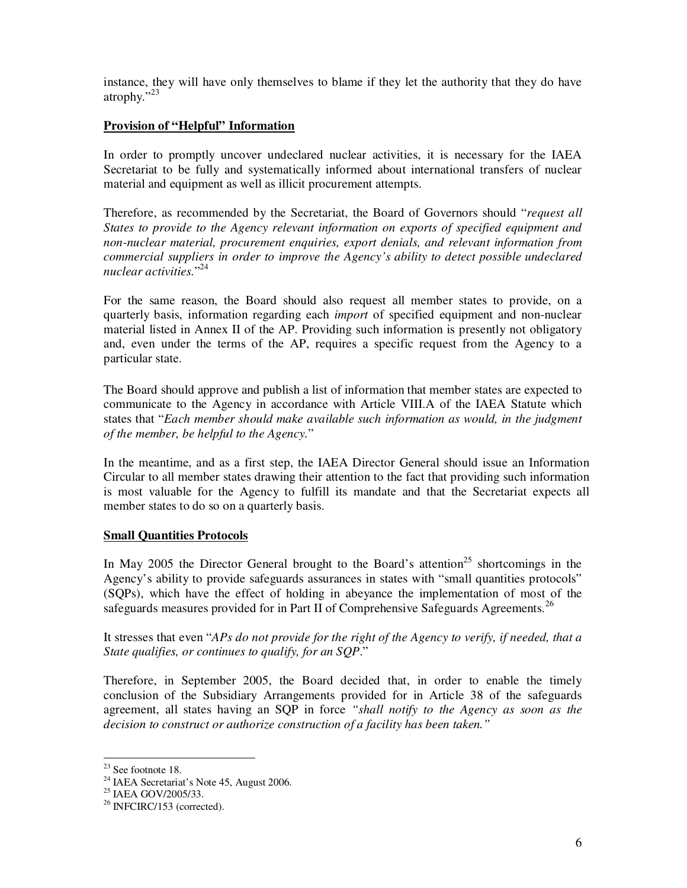instance, they will have only themselves to blame if they let the authority that they do have atrophy."[23]

**Provision of "Helpful" Information**

In order to promptly uncover undeclared nuclear activities, it is necessary for the IAEA Secretariat to be fully and systematically informed about international transfers of nuclear material and equipment as well as illicit procurement attempts.

Therefore, as recommended by the Secretariat, the Board of Governors should "*request all States to provide to the Agency relevant information on exports of specified equipment and non-nuclear material, procurement enquiries, export denials, and relevant information from commercial suppliers in order to improve the Agency's ability to detect possible undeclared nuclear activities.*"[24]

For the same reason, the Board should also request all member states to provide, on a quarterly basis, information regarding each *import* of specified equipment and non-nuclear material listed in Annex II of the AP. Providing such information is presently not obligatory and, even under the terms of the AP, requires a specific request from the Agency to a particular state.

The Board should approve and publish a list of information that member states are expected to communicate to the Agency in accordance with Article VIII.A of the IAEA Statute which states that "*Each member should make available such information as would, in the judgment of the member, be helpful to the Agency.*"

In the meantime, and as a first step, the IAEA Director General should issue an Information Circular to all member states drawing their attention to the fact that providing such information is most valuable for the Agency to fulfill its mandate and that the Secretariat expects all member states to do so on a quarterly basis.

**Small Quantities Protocols**

In May 2005 the Director General brought to the Board's attention[25] shortcomings in the Agency's ability to provide safeguards assurances in states with "small quantities protocols" (SQPs), which have the effect of holding in abeyance the implementation of most of the safeguards measures provided for in Part II of Comprehensive Safeguards Agreements.[26]

It stresses that even "*APs do not provide for the right of the Agency to verify, if needed, that a State qualifies, or continues to qualify, for an SQP*."

Therefore, in September 2005, the Board decided that, in order to enable the timely conclusion of the Subsidiary Arrangements provided for in Article 38 of the safeguards agreement, all states having an SQP in force *"shall notify to the Agency as soon as the decision to construct or authorize construction of a facility has been taken."*

---

[23] See footnote 18.

[24] IAEA Secretariat's Note 45, August 2006.

[25] IAEA GOV/2005/33.

[26] INFCIRC/153 (corrected).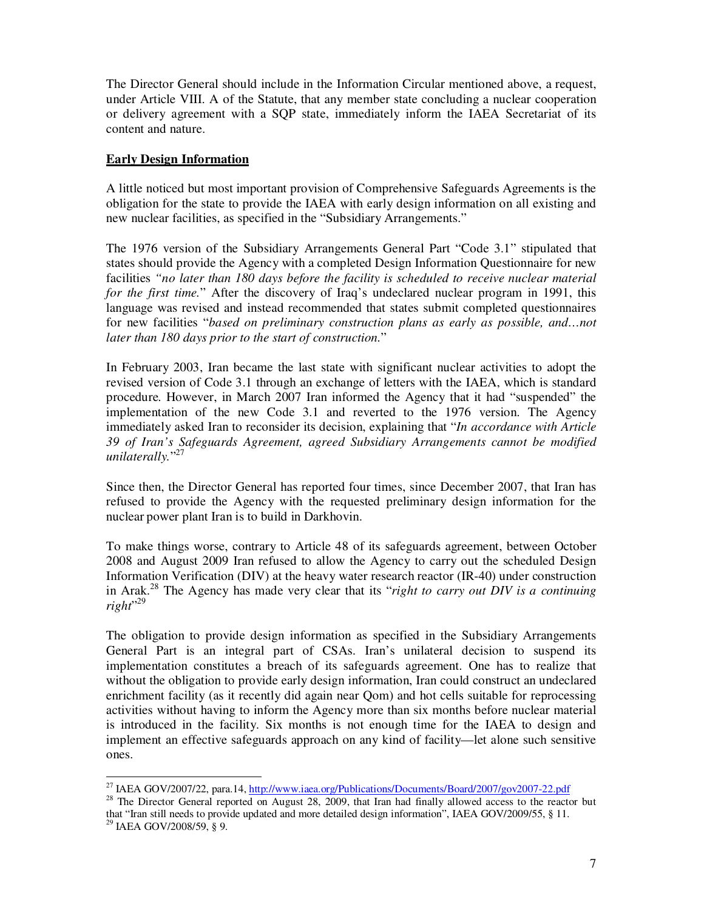The Director General should include in the Information Circular mentioned above, a request, under Article VIII. A of the Statute, that any member state concluding a nuclear cooperation or delivery agreement with a SQP state, immediately inform the IAEA Secretariat of its content and nature.

**Early Design Information**

A little noticed but most important provision of Comprehensive Safeguards Agreements is the obligation for the state to provide the IAEA with early design information on all existing and new nuclear facilities, as specified in the "Subsidiary Arrangements."

The 1976 version of the Subsidiary Arrangements General Part "Code 3.1" stipulated that states should provide the Agency with a completed Design Information Questionnaire for new facilities *"no later than 180 days before the facility is scheduled to receive nuclear material for the first time.*" After the discovery of Iraq's undeclared nuclear program in 1991, this language was revised and instead recommended that states submit completed questionnaires for new facilities "*based on preliminary construction plans as early as possible, and…not later than 180 days prior to the start of construction.*"

In February 2003, Iran became the last state with significant nuclear activities to adopt the revised version of Code 3.1 through an exchange of letters with the IAEA, which is standard procedure. However, in March 2007 Iran informed the Agency that it had "suspended" the implementation of the new Code 3.1 and reverted to the 1976 version. The Agency immediately asked Iran to reconsider its decision, explaining that "*In accordance with Article 39 of Iran's Safeguards Agreement, agreed Subsidiary Arrangements cannot be modified unilaterally.*"[27]

Since then, the Director General has reported four times, since December 2007, that Iran has refused to provide the Agency with the requested preliminary design information for the nuclear power plant Iran is to build in Darkhovin.

To make things worse, contrary to Article 48 of its safeguards agreement, between October 2008 and August 2009 Iran refused to allow the Agency to carry out the scheduled Design Information Verification (DIV) at the heavy water research reactor (IR-40) under construction in Arak.[28] The Agency has made very clear that its "*right to carry out DIV is a continuing right*"[29]

The obligation to provide design information as specified in the Subsidiary Arrangements General Part is an integral part of CSAs. Iran's unilateral decision to suspend its implementation constitutes a breach of its safeguards agreement. One has to realize that without the obligation to provide early design information, Iran could construct an undeclared enrichment facility (as it recently did again near Qom) and hot cells suitable for reprocessing activities without having to inform the Agency more than six months before nuclear material is introduced in the facility. Six months is not enough time for the IAEA to design and implement an effective safeguards approach on any kind of facility—let alone such sensitive ones.

---

[27] IAEA GOV/2007/22, para.14, http://www.iaea.org/Publications/Documents/Board/2007/gov2007-22.pdf

[28] The Director General reported on August 28, 2009, that Iran had finally allowed access to the reactor but that "Iran still needs to provide updated and more detailed design information", IAEA GOV/2009/55, § 11.

[29] IAEA GOV/2008/59, § 9.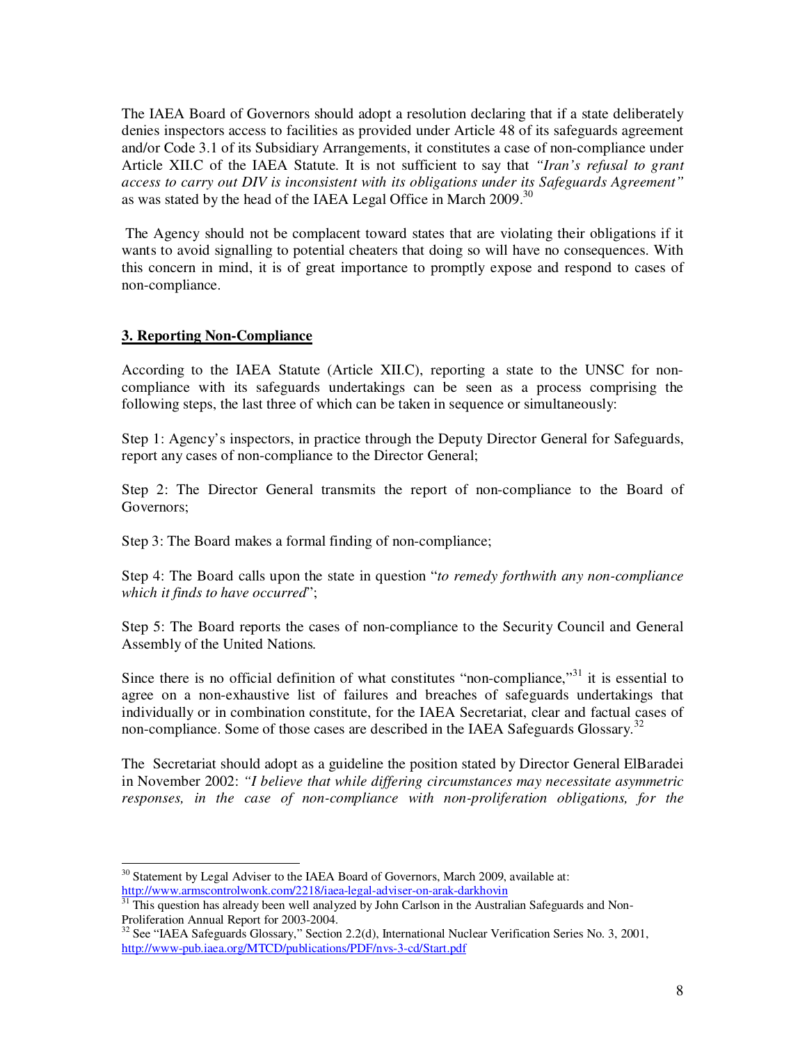The IAEA Board of Governors should adopt a resolution declaring that if a state deliberately denies inspectors access to facilities as provided under Article 48 of its safeguards agreement and/or Code 3.1 of its Subsidiary Arrangements, it constitutes a case of non-compliance under Article XII.C of the IAEA Statute. It is not sufficient to say that *"Iran's refusal to grant access to carry out DIV is inconsistent with its obligations under its Safeguards Agreement"* as was stated by the head of the IAEA Legal Office in March 2009.[30]

The Agency should not be complacent toward states that are violating their obligations if it wants to avoid signalling to potential cheaters that doing so will have no consequences. With this concern in mind, it is of great importance to promptly expose and respond to cases of non-compliance.

## 3. Reporting Non-Compliance

According to the IAEA Statute (Article XII.C), reporting a state to the UNSC for non-compliance with its safeguards undertakings can be seen as a process comprising the following steps, the last three of which can be taken in sequence or simultaneously:

Step 1: Agency's inspectors, in practice through the Deputy Director General for Safeguards, report any cases of non-compliance to the Director General;

Step 2: The Director General transmits the report of non-compliance to the Board of Governors;

Step 3: The Board makes a formal finding of non-compliance;

Step 4: The Board calls upon the state in question "*to remedy forthwith any non-compliance which it finds to have occurred*";

Step 5: The Board reports the cases of non-compliance to the Security Council and General Assembly of the United Nations.

Since there is no official definition of what constitutes "non-compliance,"[31] it is essential to agree on a non-exhaustive list of failures and breaches of safeguards undertakings that individually or in combination constitute, for the IAEA Secretariat, clear and factual cases of non-compliance. Some of those cases are described in the IAEA Safeguards Glossary.[32]

The Secretariat should adopt as a guideline the position stated by Director General ElBaradei in November 2002: *"I believe that while differing circumstances may necessitate asymmetric responses, in the case of non-compliance with non-proliferation obligations, for the*

---

[30] Statement by Legal Adviser to the IAEA Board of Governors, March 2009, available at: http://www.armscontrolwonk.com/2218/iaea-legal-adviser-on-arak-darkhovin

[31] This question has already been well analyzed by John Carlson in the Australian Safeguards and Non-Proliferation Annual Report for 2003-2004.

[32] See "IAEA Safeguards Glossary," Section 2.2(d), International Nuclear Verification Series No. 3, 2001, http://www-pub.iaea.org/MTCD/publications/PDF/nvs-3-cd/Start.pdf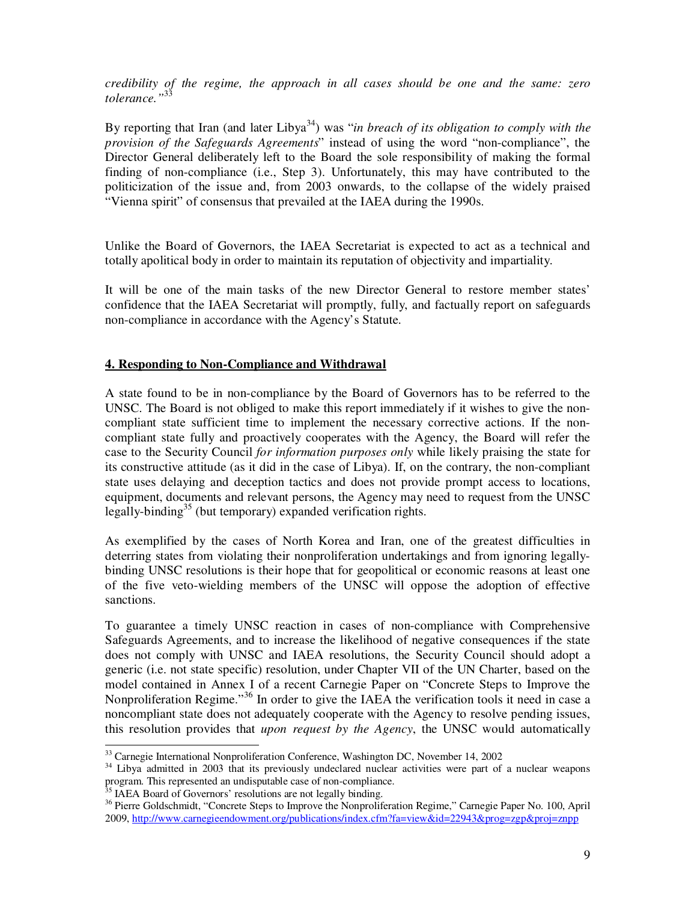*credibility of the regime, the approach in all cases should be one and the same: zero tolerance."*[33]

By reporting that Iran (and later Libya[34]) was "*in breach of its obligation to comply with the provision of the Safeguards Agreements*" instead of using the word "non-compliance", the Director General deliberately left to the Board the sole responsibility of making the formal finding of non-compliance (i.e., Step 3). Unfortunately, this may have contributed to the politicization of the issue and, from 2003 onwards, to the collapse of the widely praised "Vienna spirit" of consensus that prevailed at the IAEA during the 1990s.

Unlike the Board of Governors, the IAEA Secretariat is expected to act as a technical and totally apolitical body in order to maintain its reputation of objectivity and impartiality.

It will be one of the main tasks of the new Director General to restore member states' confidence that the IAEA Secretariat will promptly, fully, and factually report on safeguards non-compliance in accordance with the Agency's Statute.

## 4. Responding to Non-Compliance and Withdrawal

A state found to be in non-compliance by the Board of Governors has to be referred to the UNSC. The Board is not obliged to make this report immediately if it wishes to give the non-compliant state sufficient time to implement the necessary corrective actions. If the non-compliant state fully and proactively cooperates with the Agency, the Board will refer the case to the Security Council *for information purposes only* while likely praising the state for its constructive attitude (as it did in the case of Libya). If, on the contrary, the non-compliant state uses delaying and deception tactics and does not provide prompt access to locations, equipment, documents and relevant persons, the Agency may need to request from the UNSC legally-binding[35] (but temporary) expanded verification rights.

As exemplified by the cases of North Korea and Iran, one of the greatest difficulties in deterring states from violating their nonproliferation undertakings and from ignoring legally-binding UNSC resolutions is their hope that for geopolitical or economic reasons at least one of the five veto-wielding members of the UNSC will oppose the adoption of effective sanctions.

To guarantee a timely UNSC reaction in cases of non-compliance with Comprehensive Safeguards Agreements, and to increase the likelihood of negative consequences if the state does not comply with UNSC and IAEA resolutions, the Security Council should adopt a generic (i.e. not state specific) resolution, under Chapter VII of the UN Charter, based on the model contained in Annex I of a recent Carnegie Paper on "Concrete Steps to Improve the Nonproliferation Regime."[36] In order to give the IAEA the verification tools it need in case a noncompliant state does not adequately cooperate with the Agency to resolve pending issues, this resolution provides that *upon request by the Agency*, the UNSC would automatically

---

[33] Carnegie International Nonproliferation Conference, Washington DC, November 14, 2002

[34] Libya admitted in 2003 that its previously undeclared nuclear activities were part of a nuclear weapons program. This represented an undisputable case of non-compliance.

[35] IAEA Board of Governors' resolutions are not legally binding.

[36] Pierre Goldschmidt, "Concrete Steps to Improve the Nonproliferation Regime," Carnegie Paper No. 100, April 2009, http://www.carnegieendowment.org/publications/index.cfm?fa=view&id=22943&prog=zgp&proj=znpp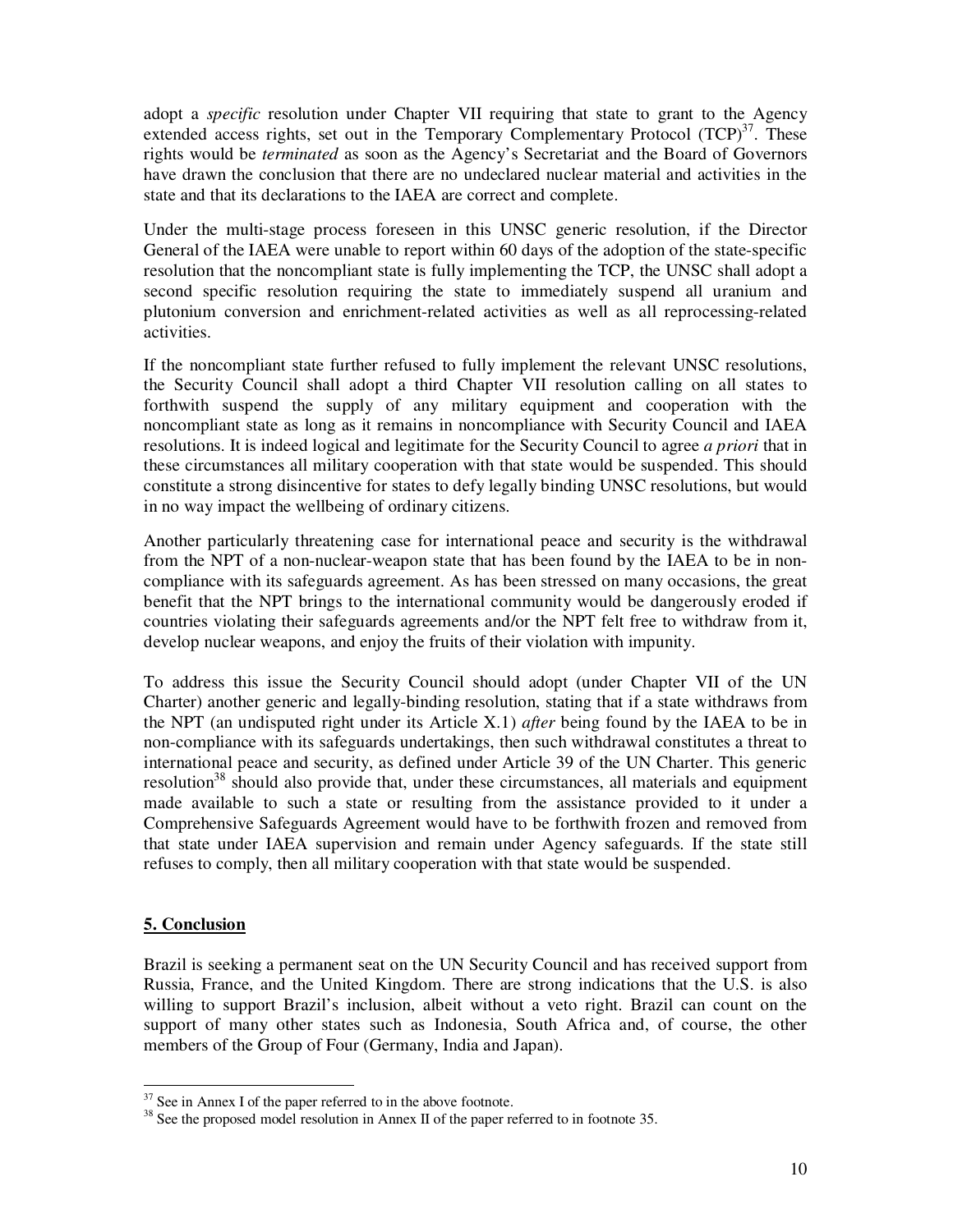adopt a *specific* resolution under Chapter VII requiring that state to grant to the Agency extended access rights, set out in the Temporary Complementary Protocol (TCP)[37]. These rights would be *terminated* as soon as the Agency's Secretariat and the Board of Governors have drawn the conclusion that there are no undeclared nuclear material and activities in the state and that its declarations to the IAEA are correct and complete.

Under the multi-stage process foreseen in this UNSC generic resolution, if the Director General of the IAEA were unable to report within 60 days of the adoption of the state-specific resolution that the noncompliant state is fully implementing the TCP, the UNSC shall adopt a second specific resolution requiring the state to immediately suspend all uranium and plutonium conversion and enrichment-related activities as well as all reprocessing-related activities.

If the noncompliant state further refused to fully implement the relevant UNSC resolutions, the Security Council shall adopt a third Chapter VII resolution calling on all states to forthwith suspend the supply of any military equipment and cooperation with the noncompliant state as long as it remains in noncompliance with Security Council and IAEA resolutions. It is indeed logical and legitimate for the Security Council to agree *a priori* that in these circumstances all military cooperation with that state would be suspended. This should constitute a strong disincentive for states to defy legally binding UNSC resolutions, but would in no way impact the wellbeing of ordinary citizens.

Another particularly threatening case for international peace and security is the withdrawal from the NPT of a non-nuclear-weapon state that has been found by the IAEA to be in non-compliance with its safeguards agreement. As has been stressed on many occasions, the great benefit that the NPT brings to the international community would be dangerously eroded if countries violating their safeguards agreements and/or the NPT felt free to withdraw from it, develop nuclear weapons, and enjoy the fruits of their violation with impunity.

To address this issue the Security Council should adopt (under Chapter VII of the UN Charter) another generic and legally-binding resolution, stating that if a state withdraws from the NPT (an undisputed right under its Article X.1) *after* being found by the IAEA to be in non-compliance with its safeguards undertakings, then such withdrawal constitutes a threat to international peace and security, as defined under Article 39 of the UN Charter. This generic resolution[38] should also provide that, under these circumstances, all materials and equipment made available to such a state or resulting from the assistance provided to it under a Comprehensive Safeguards Agreement would have to be forthwith frozen and removed from that state under IAEA supervision and remain under Agency safeguards. If the state still refuses to comply, then all military cooperation with that state would be suspended.

## 5. Conclusion

Brazil is seeking a permanent seat on the UN Security Council and has received support from Russia, France, and the United Kingdom. There are strong indications that the U.S. is also willing to support Brazil's inclusion, albeit without a veto right. Brazil can count on the support of many other states such as Indonesia, South Africa and, of course, the other members of the Group of Four (Germany, India and Japan).

---

[37] See in Annex I of the paper referred to in the above footnote.

[38] See the proposed model resolution in Annex II of the paper referred to in footnote 35.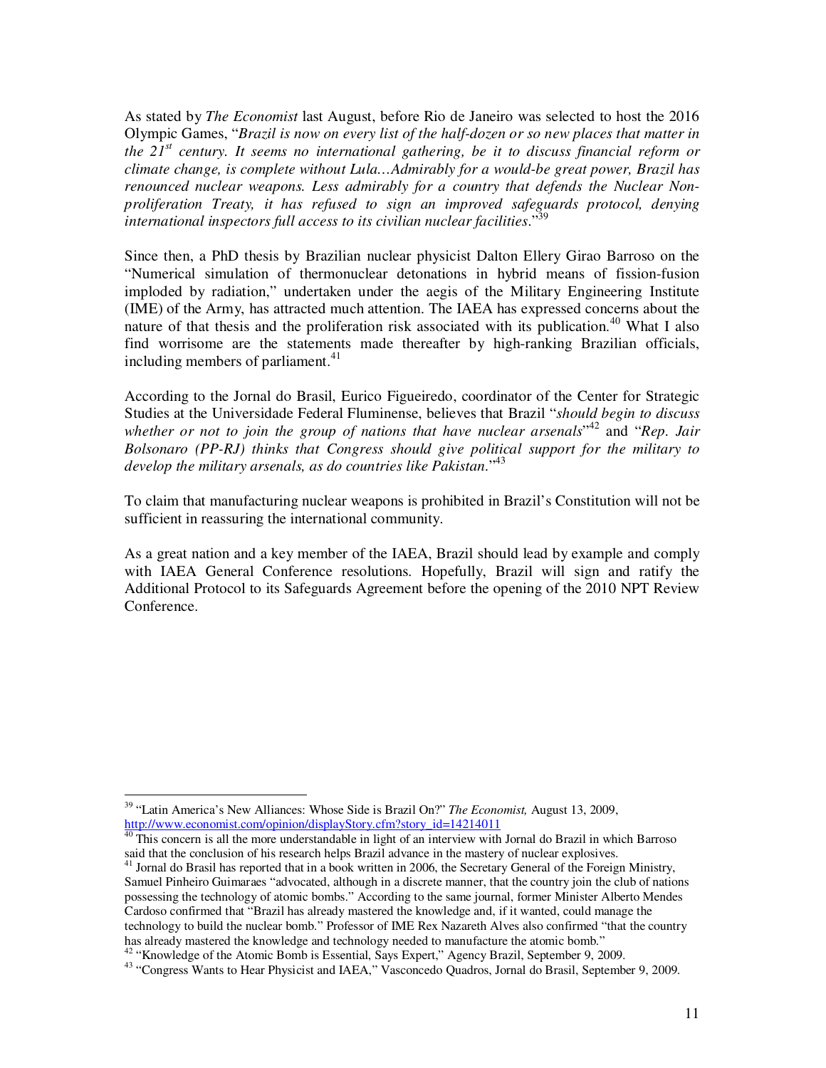As stated by *The Economist* last August, before Rio de Janeiro was selected to host the 2016 Olympic Games, "*Brazil is now on every list of the half-dozen or so new places that matter in the 21st century. It seems no international gathering, be it to discuss financial reform or climate change, is complete without Lula…Admirably for a would-be great power, Brazil has renounced nuclear weapons. Less admirably for a country that defends the Nuclear Non-proliferation Treaty, it has refused to sign an improved safeguards protocol, denying international inspectors full access to its civilian nuclear facilities*."[39]

Since then, a PhD thesis by Brazilian nuclear physicist Dalton Ellery Girao Barroso on the "Numerical simulation of thermonuclear detonations in hybrid means of fission-fusion imploded by radiation," undertaken under the aegis of the Military Engineering Institute (IME) of the Army, has attracted much attention. The IAEA has expressed concerns about the nature of that thesis and the proliferation risk associated with its publication.[40] What I also find worrisome are the statements made thereafter by high-ranking Brazilian officials, including members of parliament.[41]

According to the Jornal do Brasil, Eurico Figueiredo, coordinator of the Center for Strategic Studies at the Universidade Federal Fluminense, believes that Brazil "*should begin to discuss whether or not to join the group of nations that have nuclear arsenals*"[42] and "*Rep. Jair Bolsonaro (PP-RJ) thinks that Congress should give political support for the military to develop the military arsenals, as do countries like Pakistan*."[43]

To claim that manufacturing nuclear weapons is prohibited in Brazil's Constitution will not be sufficient in reassuring the international community.

As a great nation and a key member of the IAEA, Brazil should lead by example and comply with IAEA General Conference resolutions. Hopefully, Brazil will sign and ratify the Additional Protocol to its Safeguards Agreement before the opening of the 2010 NPT Review Conference.

---

[39] "Latin America's New Alliances: Whose Side is Brazil On?" *The Economist,* August 13, 2009, http://www.economist.com/opinion/displayStory.cfm?story_id=14214011

[40] This concern is all the more understandable in light of an interview with Jornal do Brazil in which Barroso said that the conclusion of his research helps Brazil advance in the mastery of nuclear explosives.

[41] Jornal do Brasil has reported that in a book written in 2006, the Secretary General of the Foreign Ministry, Samuel Pinheiro Guimaraes "advocated, although in a discrete manner, that the country join the club of nations possessing the technology of atomic bombs." According to the same journal, former Minister Alberto Mendes Cardoso confirmed that "Brazil has already mastered the knowledge and, if it wanted, could manage the technology to build the nuclear bomb." Professor of IME Rex Nazareth Alves also confirmed "that the country has already mastered the knowledge and technology needed to manufacture the atomic bomb."

[42] "Knowledge of the Atomic Bomb is Essential, Says Expert," Agency Brazil, September 9, 2009.

[43] "Congress Wants to Hear Physicist and IAEA," Vasconcedo Quadros, Jornal do Brasil, September 9, 2009.